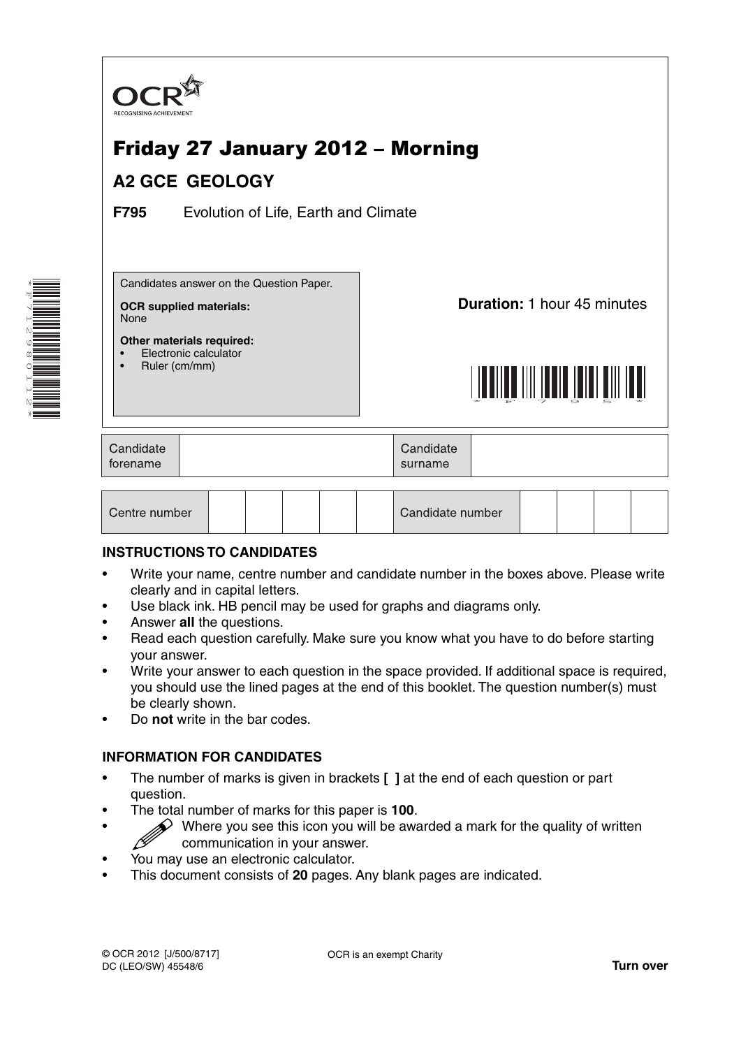OCR
RECOGNISING ACHIEVEMENT

# Friday 27 January 2012 – Morning

## A2 GCE GEOLOGY

**F795** Evolution of Life, Earth and Climate

Candidates answer on the Question Paper.

**OCR supplied materials:**
None

**Other materials required:**
- Electronic calculator
- Ruler (cm/mm)

**Duration:** 1 hour 45 minutes

| Candidate forename | | Candidate surname | |
|---|---|---|---|

| Centre number | | | | | | Candidate number | | | | |
|---|---|---|---|---|---|---|---|---|---|---|

**INSTRUCTIONS TO CANDIDATES**

- Write your name, centre number and candidate number in the boxes above. Please write clearly and in capital letters.
- Use black ink. HB pencil may be used for graphs and diagrams only.
- Answer **all** the questions.
- Read each question carefully. Make sure you know what you have to do before starting your answer.
- Write your answer to each question in the space provided. If additional space is required, you should use the lined pages at the end of this booklet. The question number(s) must be clearly shown.
- Do **not** write in the bar codes.

**INFORMATION FOR CANDIDATES**

- The number of marks is given in brackets **[ ]** at the end of each question or part question.
- The total number of marks for this paper is **100**.
- Where you see this icon you will be awarded a mark for the quality of written communication in your answer.
- You may use an electronic calculator.
- This document consists of **20** pages. Any blank pages are indicated.

© OCR 2012 [J/500/8717]
DC (LEO/SW) 45548/6

OCR is an exempt Charity

**Turn over**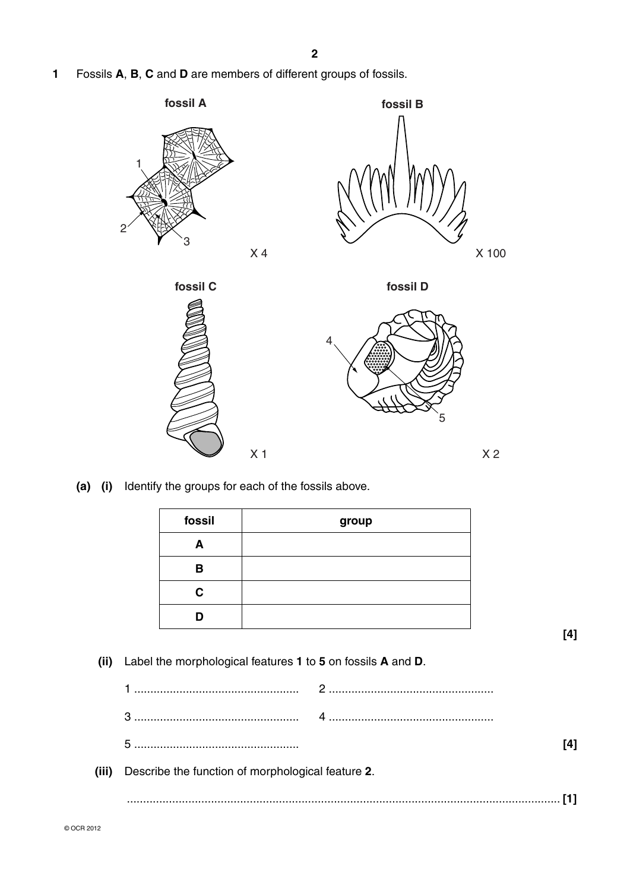**1** Fossils **A**, **B**, **C** and **D** are members of different groups of fossils.

**fossil A** X 4

**fossil B** X 100

**fossil C** X 1

**fossil D** X 2

**(a)** **(i)** Identify the groups for each of the fossils above.

| fossil | group |
|---|---|
| **A** | |
| **B** | |
| **C** | |
| **D** | |

**[4]**

**(ii)** Label the morphological features **1** to **5** on fossils **A** and **D**.

1 .................................................. 2 ..................................................

3 .................................................. 4 ..................................................

5 .................................................. **[4]**

**(iii)** Describe the function of morphological feature **2**.

.................................................................................................................................... **[1]**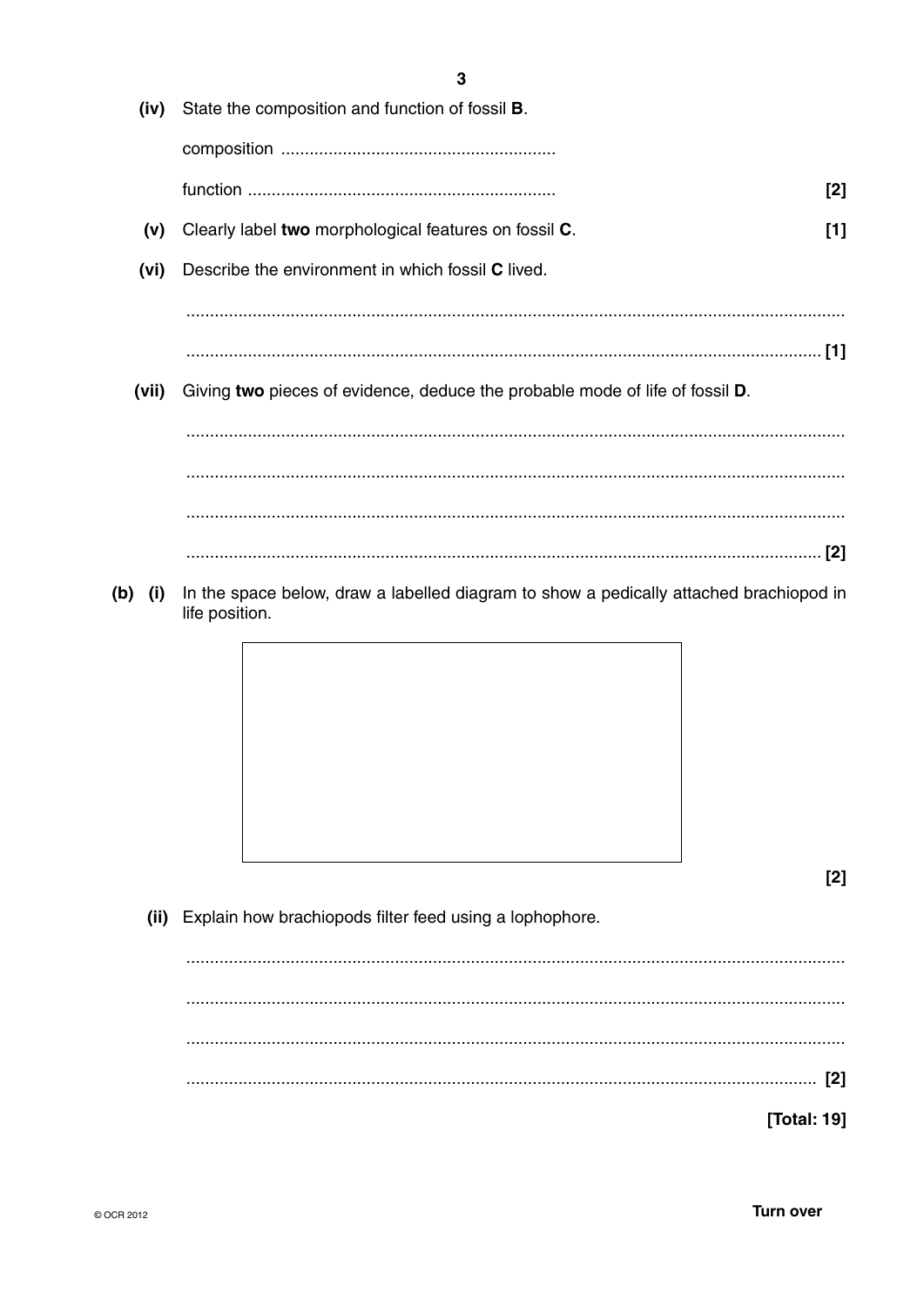**(iv)** State the composition and function of fossil **B**.

composition ..........................................................

function ................................................................. **[2]**

**(v)** Clearly label **two** morphological features on fossil **C**. **[1]**

**(vi)** Describe the environment in which fossil **C** lived.

...........................................................................................................................................

...........................................................................................................................................**[1]**

**(vii)** Giving **two** pieces of evidence, deduce the probable mode of life of fossil **D**.

...........................................................................................................................................

...........................................................................................................................................

...........................................................................................................................................

...........................................................................................................................................**[2]**

**(b) (i)** In the space below, draw a labelled diagram to show a pedically attached brachiopod in life position.

**[2]**

**(ii)** Explain how brachiopods filter feed using a lophophore.

...........................................................................................................................................

...........................................................................................................................................

...........................................................................................................................................

........................................................................................................................................... **[2]**

**[Total: 19]**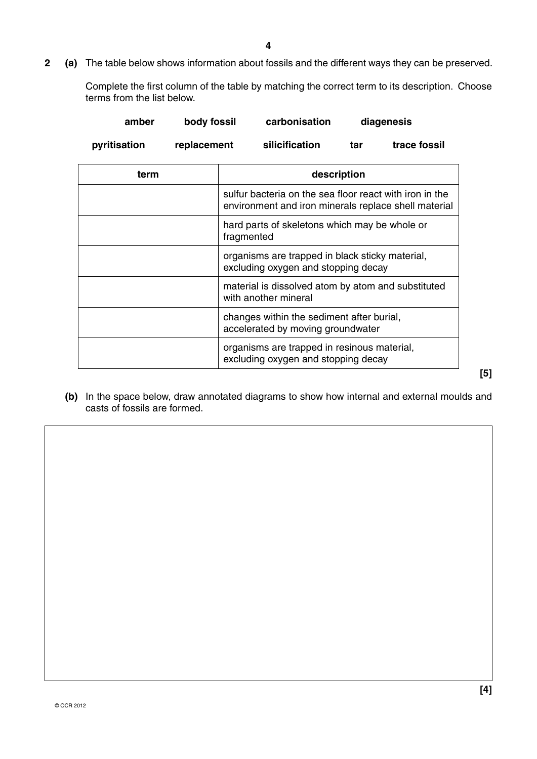**2 (a)** The table below shows information about fossils and the different ways they can be preserved.

Complete the first column of the table by matching the correct term to its description. Choose terms from the list below.

**amber** **body fossil** **carbonisation** **diagenesis**

**pyritisation** **replacement** **silicification** **tar** **trace fossil**

| term | description |
|---|---|
| | sulfur bacteria on the sea floor react with iron in the environment and iron minerals replace shell material |
| | hard parts of skeletons which may be whole or fragmented |
| | organisms are trapped in black sticky material, excluding oxygen and stopping decay |
| | material is dissolved atom by atom and substituted with another mineral |
| | changes within the sediment after burial, accelerated by moving groundwater |
| | organisms are trapped in resinous material, excluding oxygen and stopping decay |

**[5]**

**(b)** In the space below, draw annotated diagrams to show how internal and external moulds and casts of fossils are formed.

**[4]**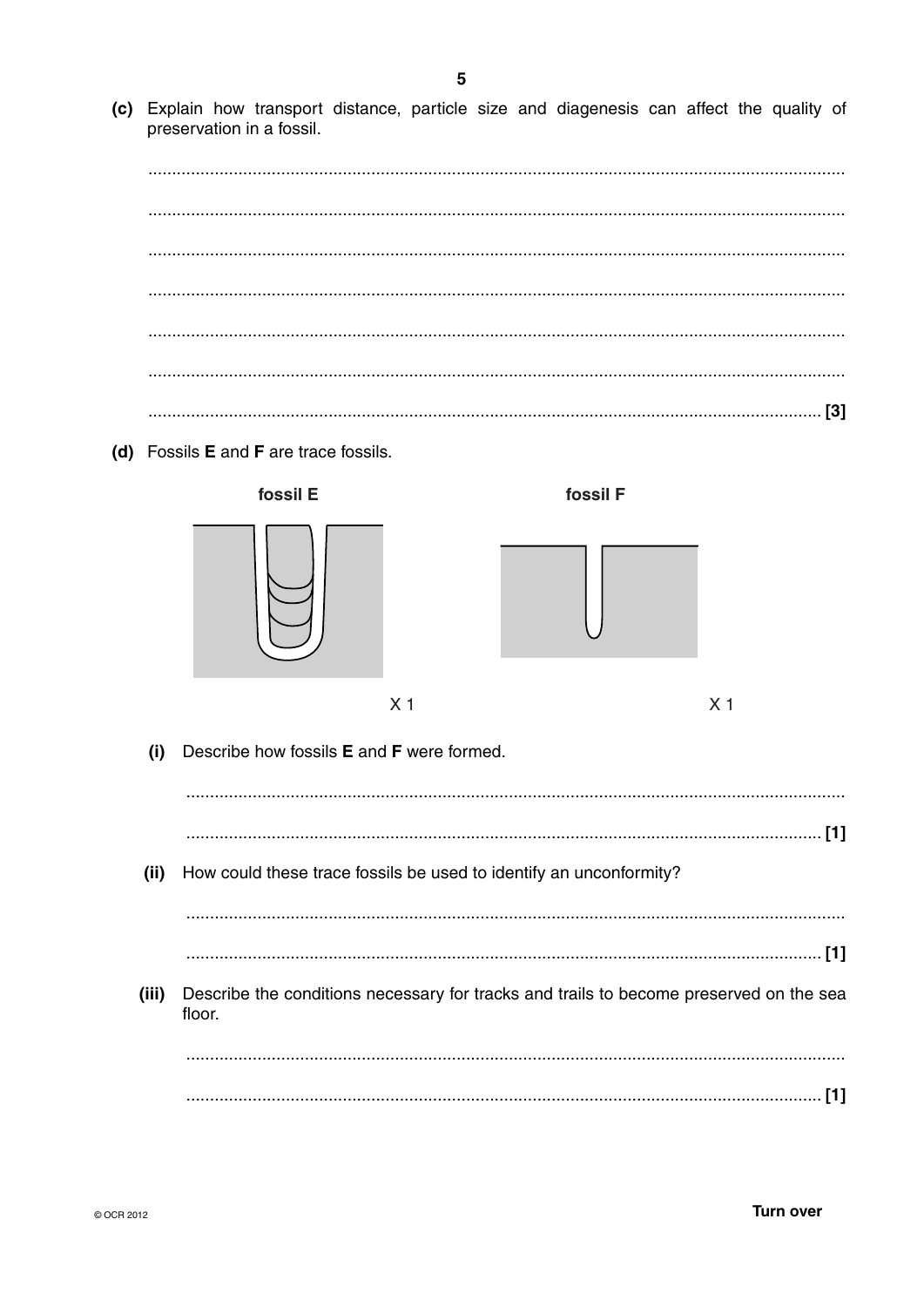**(c)** Explain how transport distance, particle size and diagenesis can affect the quality of preservation in a fossil.

.......................................................................................................................................

.......................................................................................................................................

.......................................................................................................................................

.......................................................................................................................................

.......................................................................................................................................

.......................................................................................................................................

....................................................................................................................................... **[3]**

**(d)** Fossils **E** and **F** are trace fossils.

**fossil E** **fossil F**

X 1 X 1

**(i)** Describe how fossils **E** and **F** were formed.

.......................................................................................................................................

....................................................................................................................................... **[1]**

**(ii)** How could these trace fossils be used to identify an unconformity?

.......................................................................................................................................

....................................................................................................................................... **[1]**

**(iii)** Describe the conditions necessary for tracks and trails to become preserved on the sea floor.

.......................................................................................................................................

....................................................................................................................................... **[1]**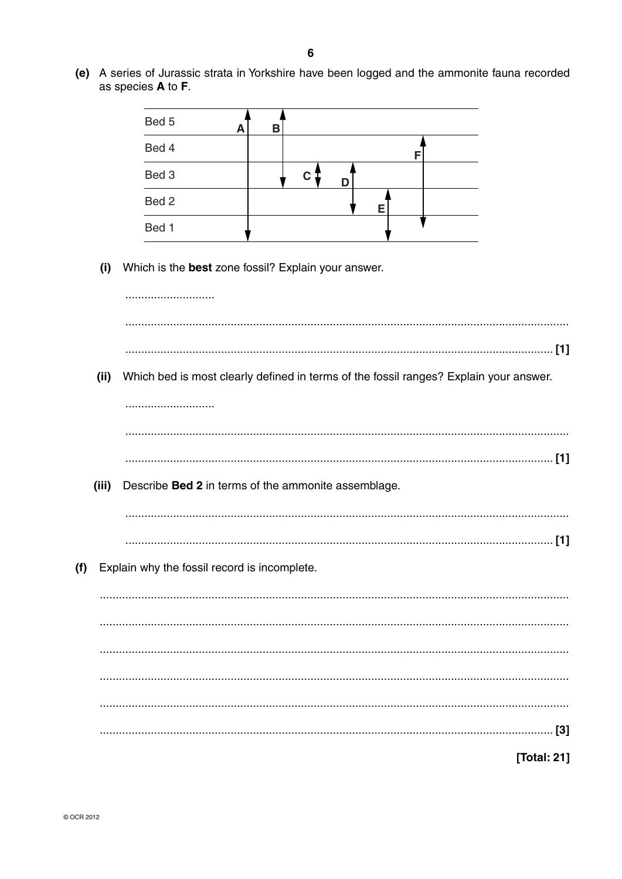(e) A series of Jurassic strata in Yorkshire have been logged and the ammonite fauna recorded as species **A** to **F**.

| | A | B | C | D | E | F |
|---|---|---|---|---|---|---|
| Bed 5 | ↑ | ↑ | | | | |
| Bed 4 | │ | │ | | | | ↑ |
| Bed 3 | │ | ↓ | ↕ | ↑ | | │ |
| Bed 2 | │ | | | ↓ | ↑ | │ |
| Bed 1 | ↓ | | | | ↓ | ↓ |

(i) Which is the **best** zone fossil? Explain your answer.

............................

........................................................................................................................................

.................................................................................................................................. [1]

(ii) Which bed is most clearly defined in terms of the fossil ranges? Explain your answer.

............................

........................................................................................................................................

.................................................................................................................................. [1]

(iii) Describe **Bed 2** in terms of the ammonite assemblage.

........................................................................................................................................

.................................................................................................................................. [1]

(f) Explain why the fossil record is incomplete.

........................................................................................................................................

........................................................................................................................................

........................................................................................................................................

........................................................................................................................................

........................................................................................................................................

.................................................................................................................................. [3]

**[Total: 21]**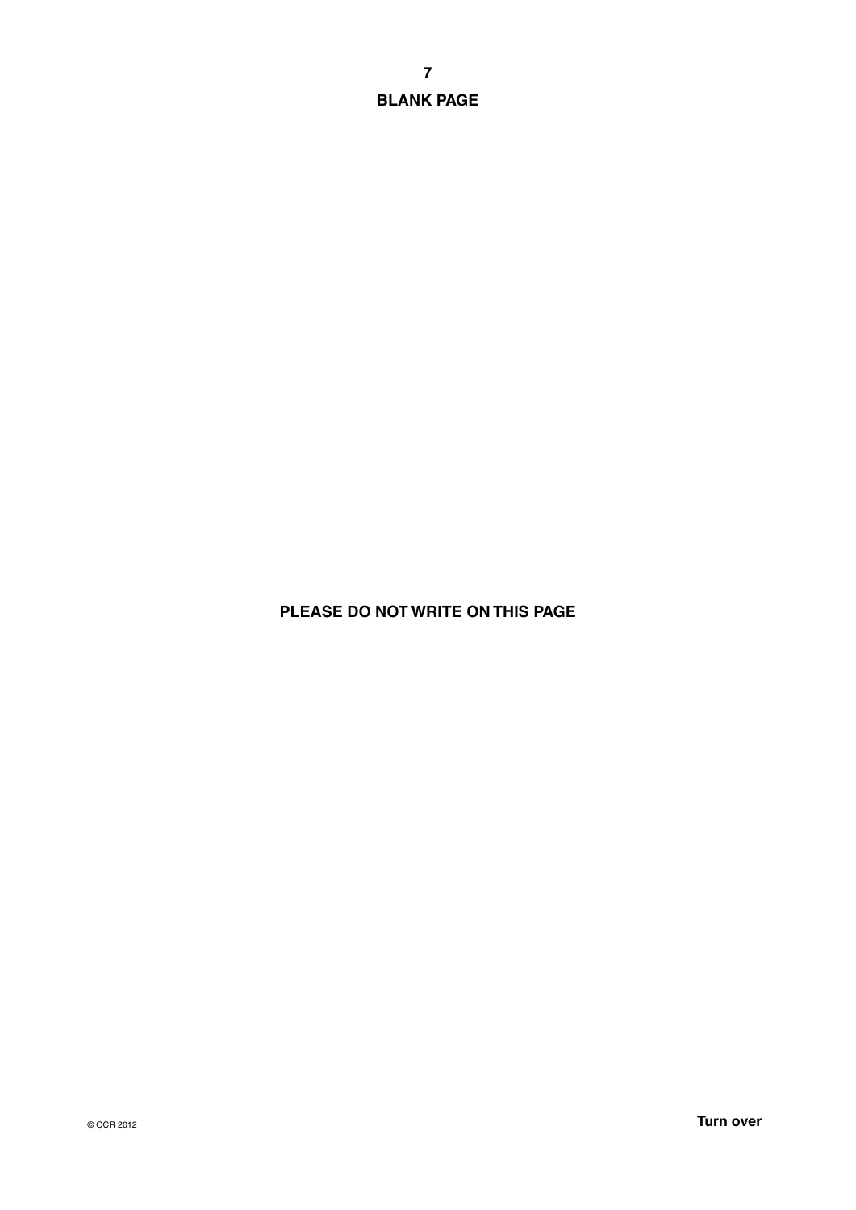**BLANK PAGE**

**PLEASE DO NOT WRITE ON THIS PAGE**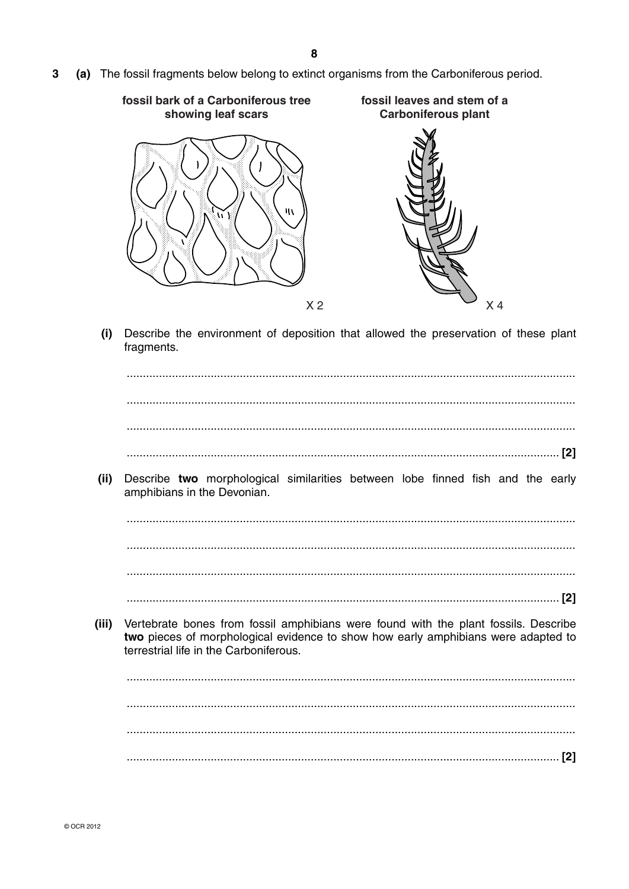**3 (a)** The fossil fragments below belong to extinct organisms from the Carboniferous period.

**fossil bark of a Carboniferous tree showing leaf scars**

X 2

**fossil leaves and stem of a Carboniferous plant**

X 4

**(i)** Describe the environment of deposition that allowed the preservation of these plant fragments.

..........................................................................................................................................

..........................................................................................................................................

..........................................................................................................................................

.................................................................................................................................... **[2]**

**(ii)** Describe **two** morphological similarities between lobe finned fish and the early amphibians in the Devonian.

..........................................................................................................................................

..........................................................................................................................................

..........................................................................................................................................

.................................................................................................................................... **[2]**

**(iii)** Vertebrate bones from fossil amphibians were found with the plant fossils. Describe **two** pieces of morphological evidence to show how early amphibians were adapted to terrestrial life in the Carboniferous.

..........................................................................................................................................

..........................................................................................................................................

..........................................................................................................................................

.................................................................................................................................... **[2]**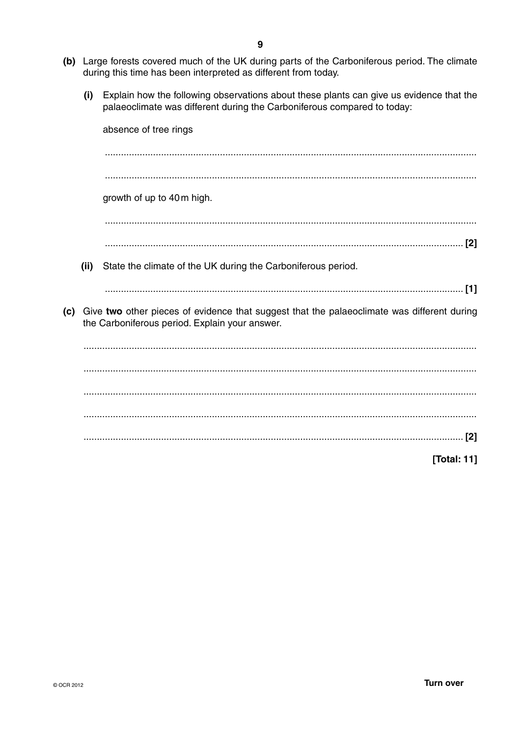**(b)** Large forests covered much of the UK during parts of the Carboniferous period. The climate during this time has been interpreted as different from today.

**(i)** Explain how the following observations about these plants can give us evidence that the palaeoclimate was different during the Carboniferous compared to today:

absence of tree rings

..........................................................................................................................................

..........................................................................................................................................

growth of up to 40 m high.

..........................................................................................................................................

.................................................................................................................................... **[2]**

**(ii)** State the climate of the UK during the Carboniferous period.

.................................................................................................................................... **[1]**

**(c)** Give **two** other pieces of evidence that suggest that the palaeoclimate was different during the Carboniferous period. Explain your answer.

..........................................................................................................................................

..........................................................................................................................................

..........................................................................................................................................

..........................................................................................................................................

.................................................................................................................................... **[2]**

**[Total: 11]**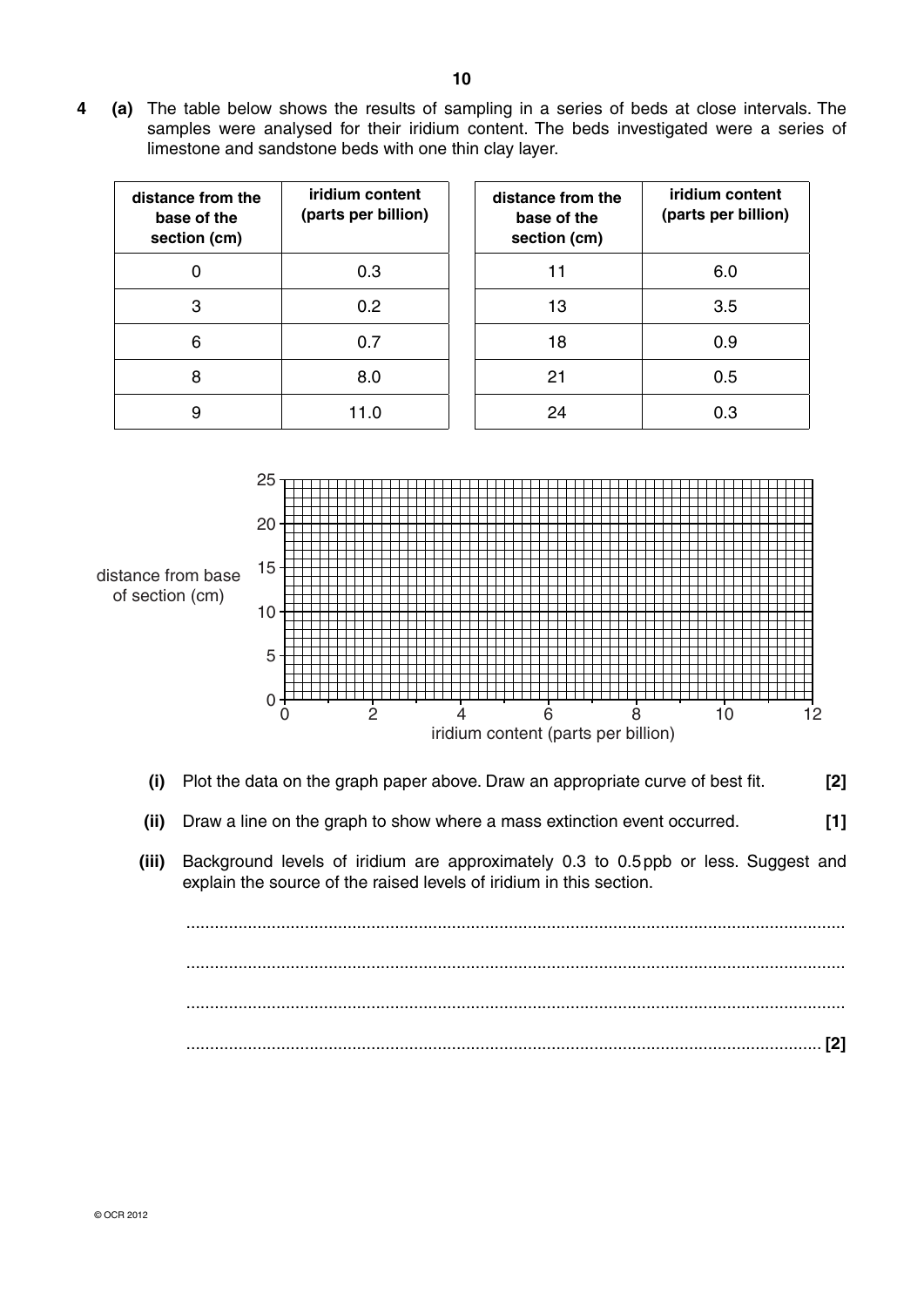**4 (a)** The table below shows the results of sampling in a series of beds at close intervals. The samples were analysed for their iridium content. The beds investigated were a series of limestone and sandstone beds with one thin clay layer.

| distance from the base of the section (cm) | iridium content (parts per billion) |
|---|---|
| 0 | 0.3 |
| 3 | 0.2 |
| 6 | 0.7 |
| 8 | 8.0 |
| 9 | 11.0 |
| 11 | 6.0 |
| 13 | 3.5 |
| 18 | 0.9 |
| 21 | 0.5 |
| 24 | 0.3 |

distance from base of section (cm) vs. iridium content (parts per billion)

**(i)** Plot the data on the graph paper above. Draw an appropriate curve of best fit. **[2]**

**(ii)** Draw a line on the graph to show where a mass extinction event occurred. **[1]**

**(iii)** Background levels of iridium are approximately 0.3 to 0.5 ppb or less. Suggest and explain the source of the raised levels of iridium in this section.

..........................................................................................................................................

..........................................................................................................................................

..........................................................................................................................................

.................................................................................................................................... **[2]**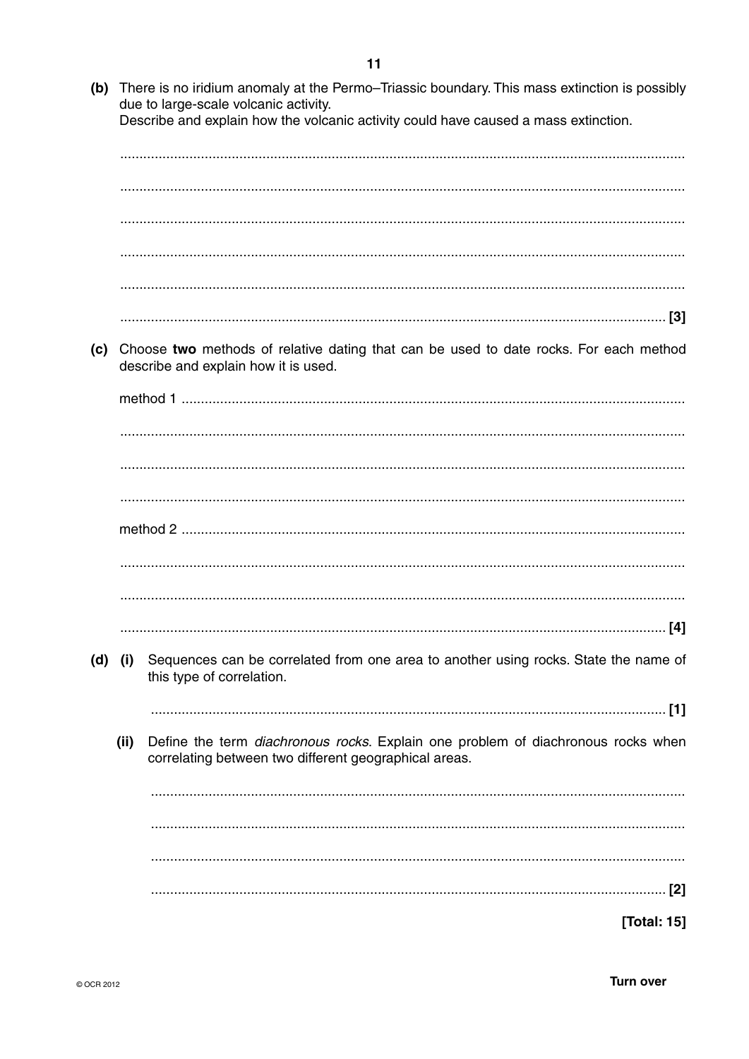**(b)** There is no iridium anomaly at the Permo–Triassic boundary. This mass extinction is possibly due to large-scale volcanic activity.
Describe and explain how the volcanic activity could have caused a mass extinction.

..........................................................................................................................................

..........................................................................................................................................

..........................................................................................................................................

..........................................................................................................................................

..........................................................................................................................................

.................................................................................................................................... [3]

**(c)** Choose **two** methods of relative dating that can be used to date rocks. For each method describe and explain how it is used.

method 1 ..........................................................................................................................

..........................................................................................................................................

..........................................................................................................................................

..........................................................................................................................................

method 2 ..........................................................................................................................

..........................................................................................................................................

..........................................................................................................................................

.................................................................................................................................... [4]

**(d)** **(i)** Sequences can be correlated from one area to another using rocks. State the name of this type of correlation.

.................................................................................................................................... [1]

**(ii)** Define the term *diachronous rocks*. Explain one problem of diachronous rocks when correlating between two different geographical areas.

..........................................................................................................................................

..........................................................................................................................................

..........................................................................................................................................

.................................................................................................................................... [2]

**[Total: 15]**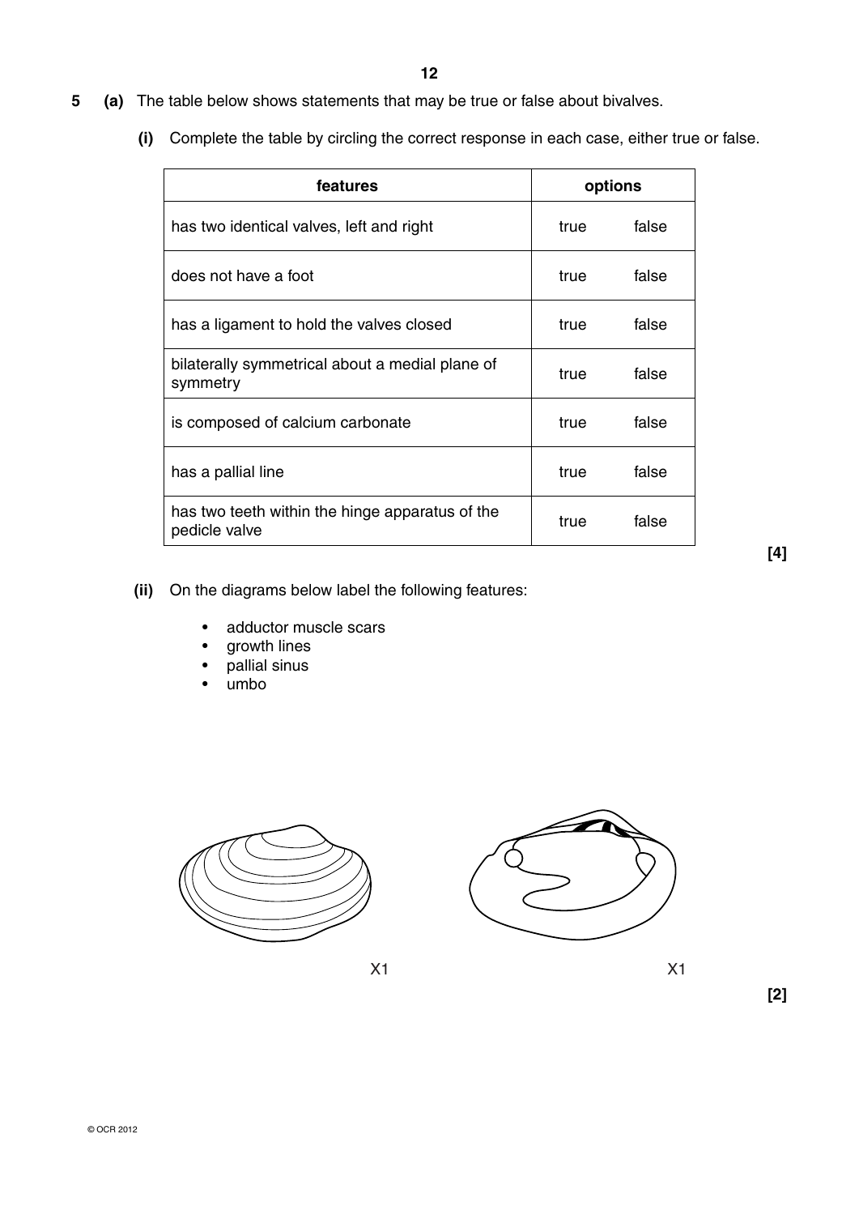**5 (a)** The table below shows statements that may be true or false about bivalves.

**(i)** Complete the table by circling the correct response in each case, either true or false.

| features | options | |
|---|---|---|
| has two identical valves, left and right | true | false |
| does not have a foot | true | false |
| has a ligament to hold the valves closed | true | false |
| bilaterally symmetrical about a medial plane of symmetry | true | false |
| is composed of calcium carbonate | true | false |
| has a pallial line | true | false |
| has two teeth within the hinge apparatus of the pedicle valve | true | false |

**[4]**

**(ii)** On the diagrams below label the following features:

- adductor muscle scars
- growth lines
- pallial sinus
- umbo

X1 X1

**[2]**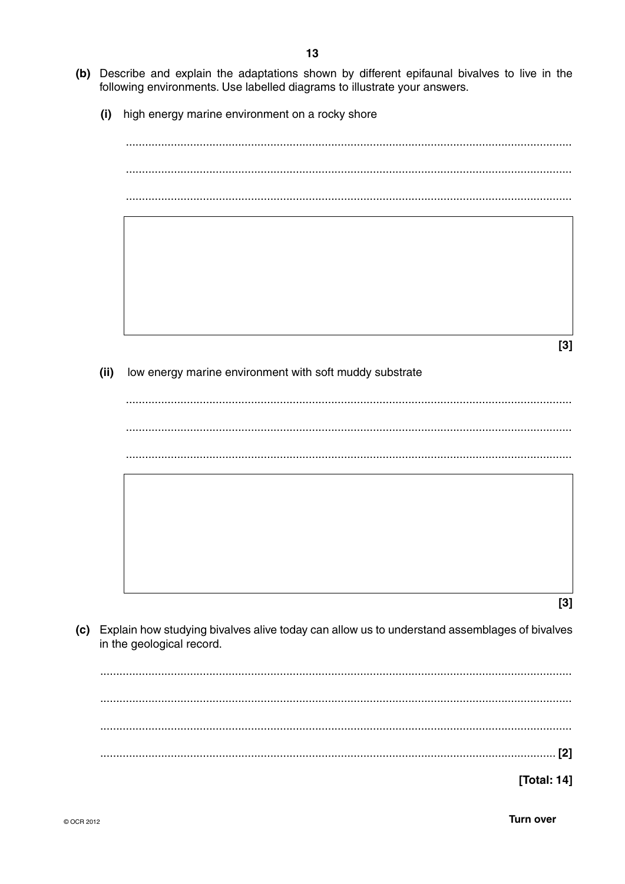**(b)** Describe and explain the adaptations shown by different epifaunal bivalves to live in the following environments. Use labelled diagrams to illustrate your answers.

**(i)** high energy marine environment on a rocky shore

..........................................................................................................................................

..........................................................................................................................................

..........................................................................................................................................

**[3]**

**(ii)** low energy marine environment with soft muddy substrate

..........................................................................................................................................

..........................................................................................................................................

..........................................................................................................................................

**[3]**

**(c)** Explain how studying bivalves alive today can allow us to understand assemblages of bivalves in the geological record.

..........................................................................................................................................

..........................................................................................................................................

..........................................................................................................................................

.......................................................................................................................................... **[2]**

**[Total: 14]**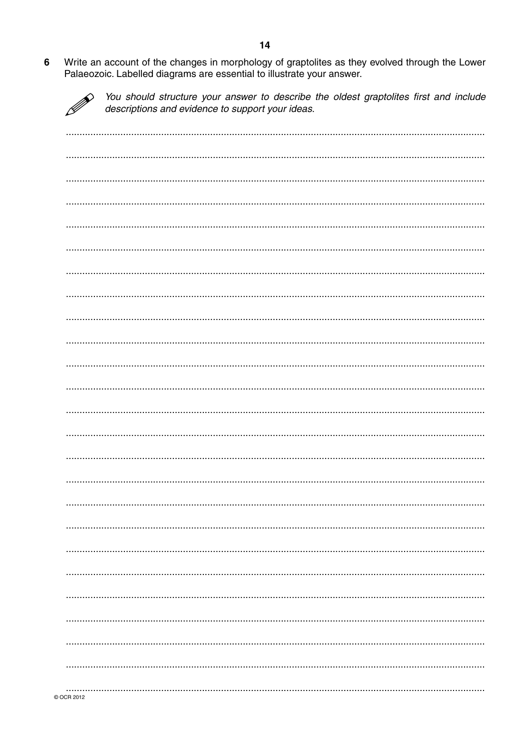6 Write an account of the changes in morphology of graptolites as they evolved through the Lower Palaeozoic. Labelled diagrams are essential to illustrate your answer.

*You should structure your answer to describe the oldest graptolites first and include descriptions and evidence to support your ideas.*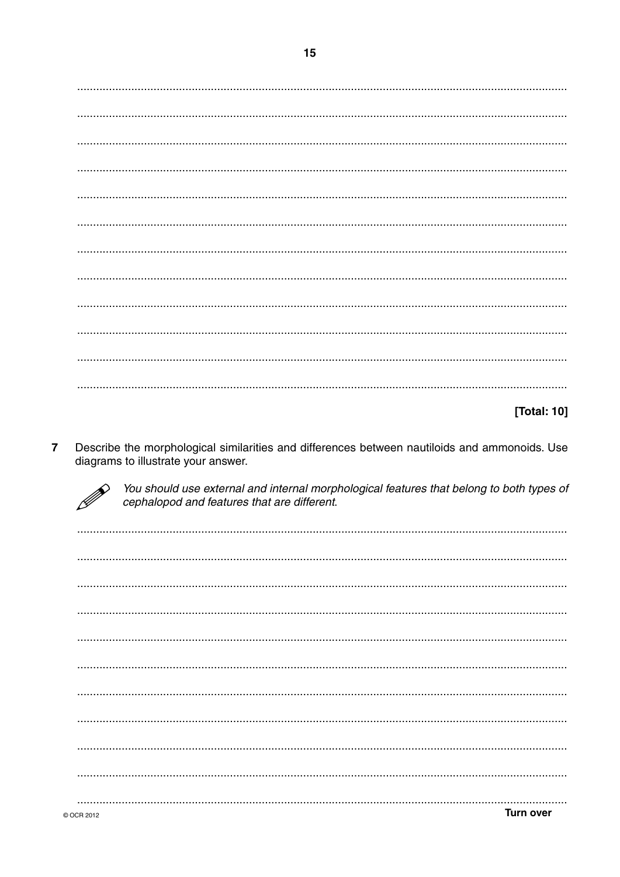[Total: 10]

**7** Describe the morphological similarities and differences between nautiloids and ammonoids. Use diagrams to illustrate your answer.

*You should use external and internal morphological features that belong to both types of cephalopod and features that are different.*

Turn over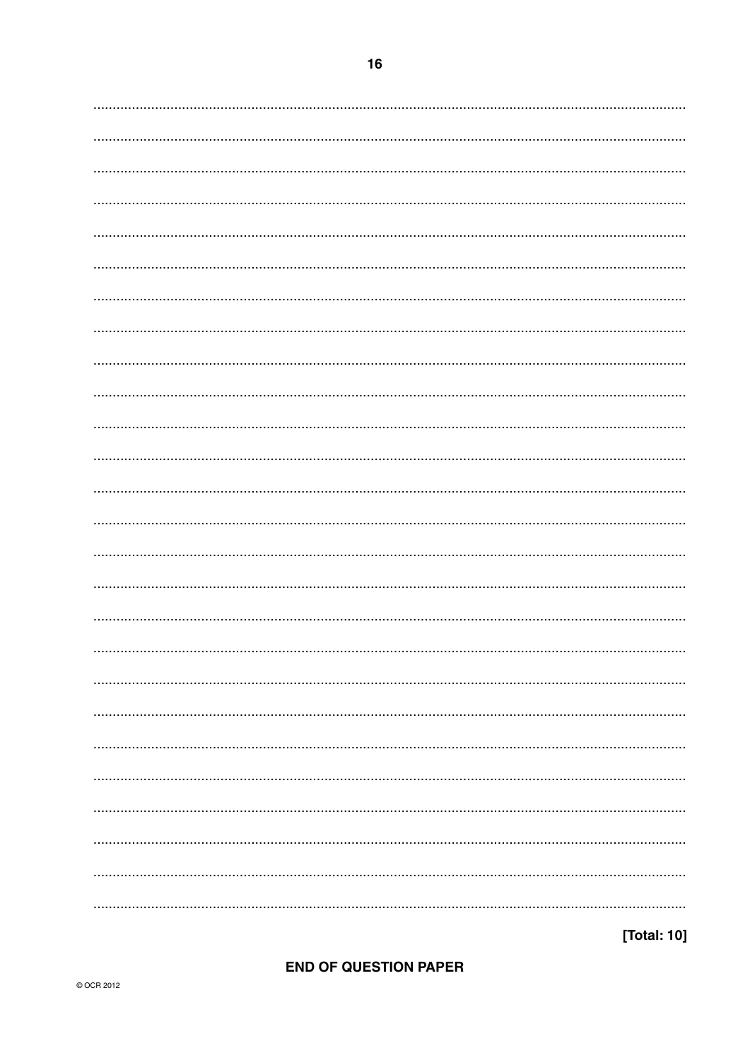[Total: 10]

**END OF QUESTION PAPER**

© OCR 2012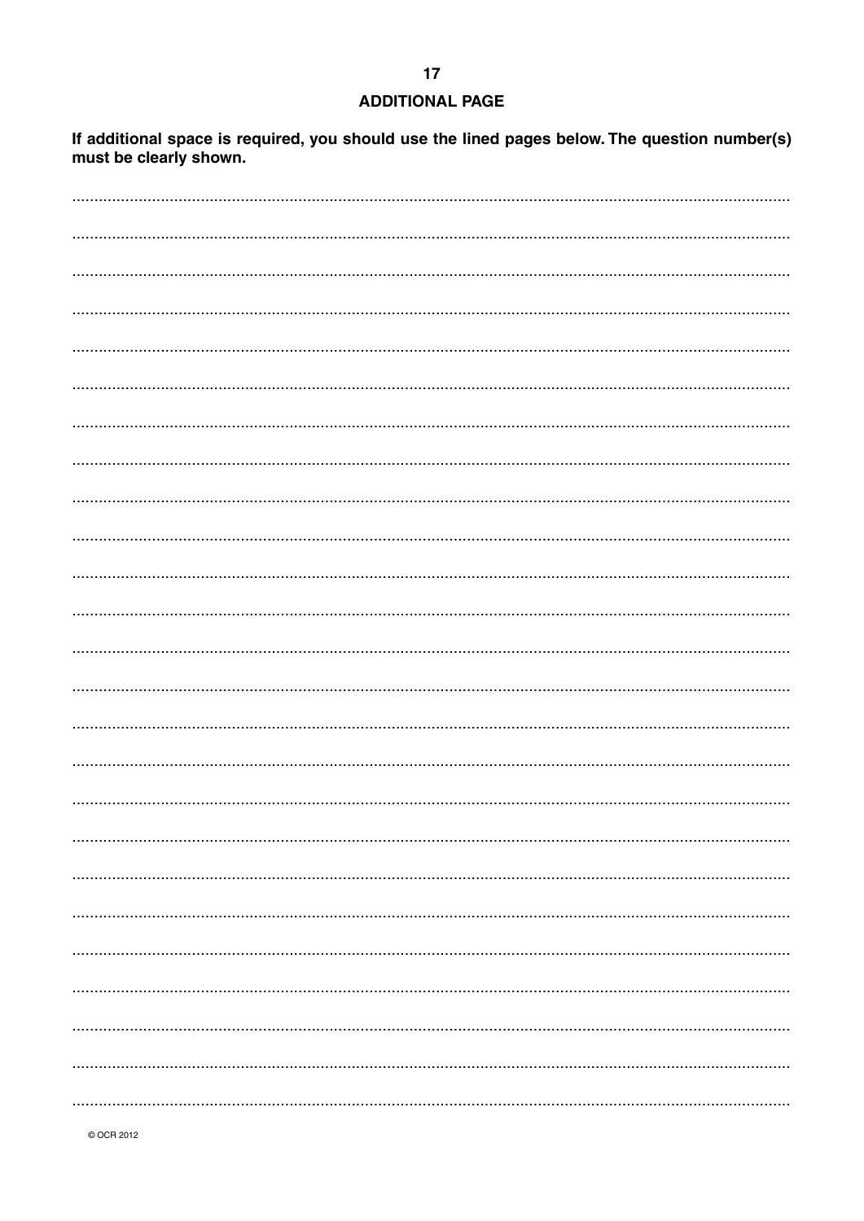## ADDITIONAL PAGE

**If additional space is required, you should use the lined pages below. The question number(s) must be clearly shown.**

© OCR 2012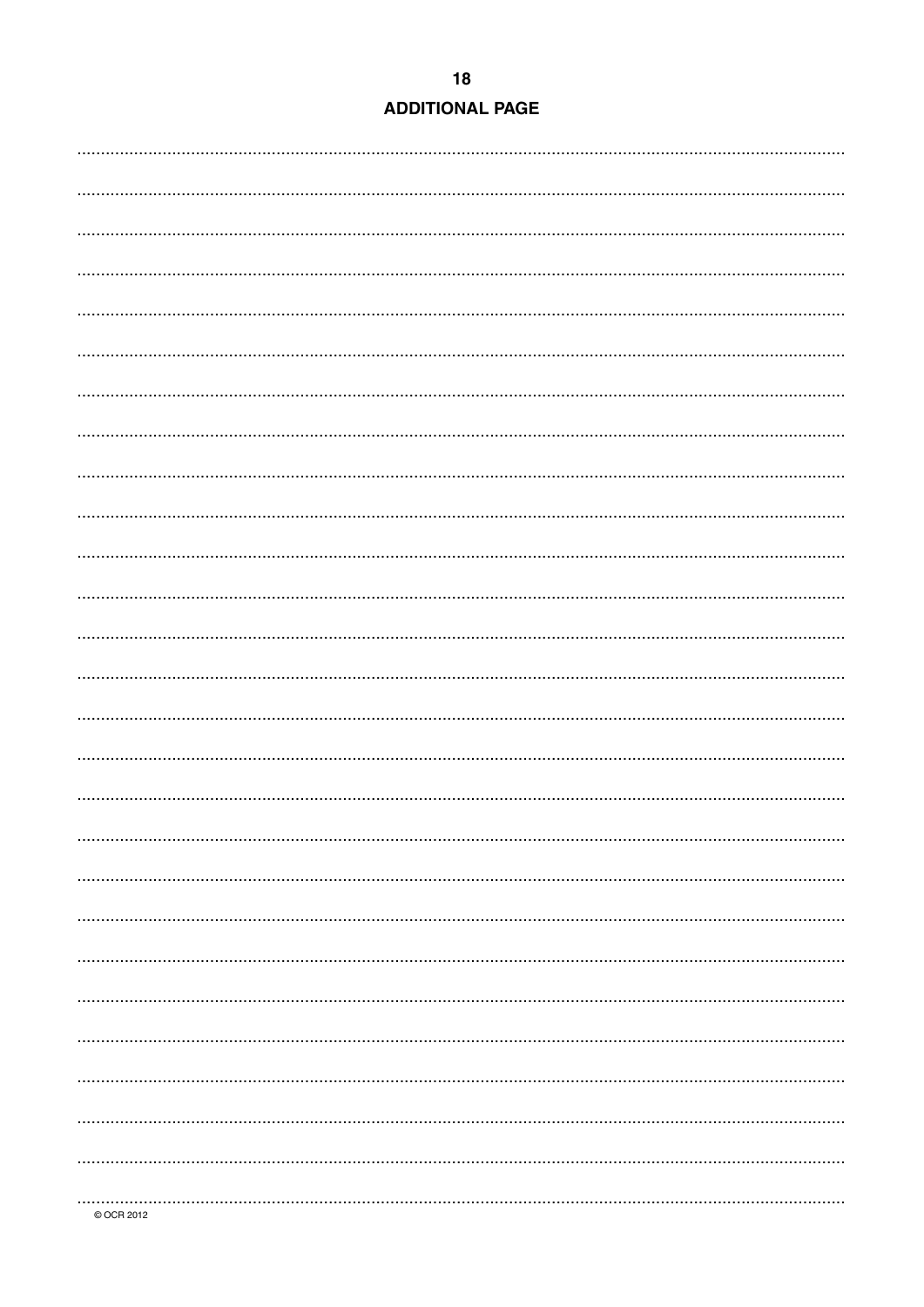## ADDITIONAL PAGE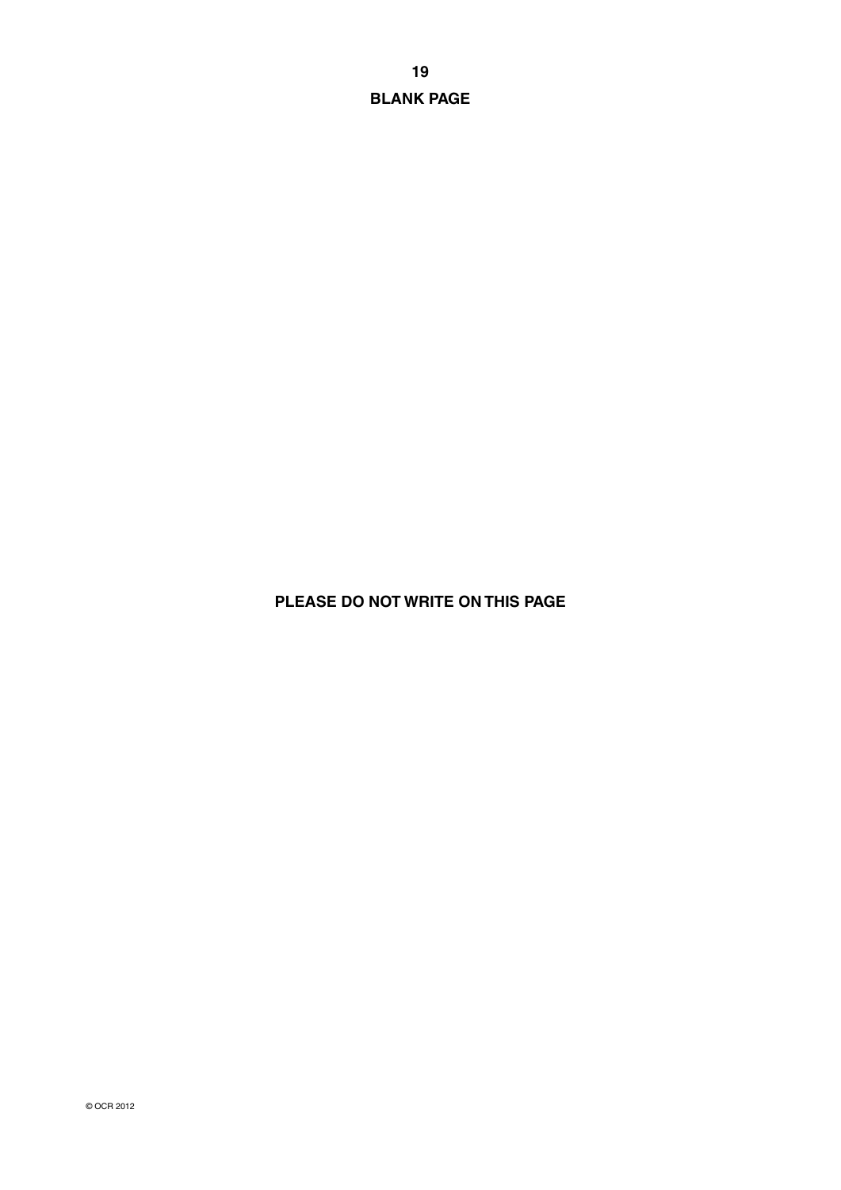**BLANK PAGE**

**PLEASE DO NOT WRITE ON THIS PAGE**

© OCR 2012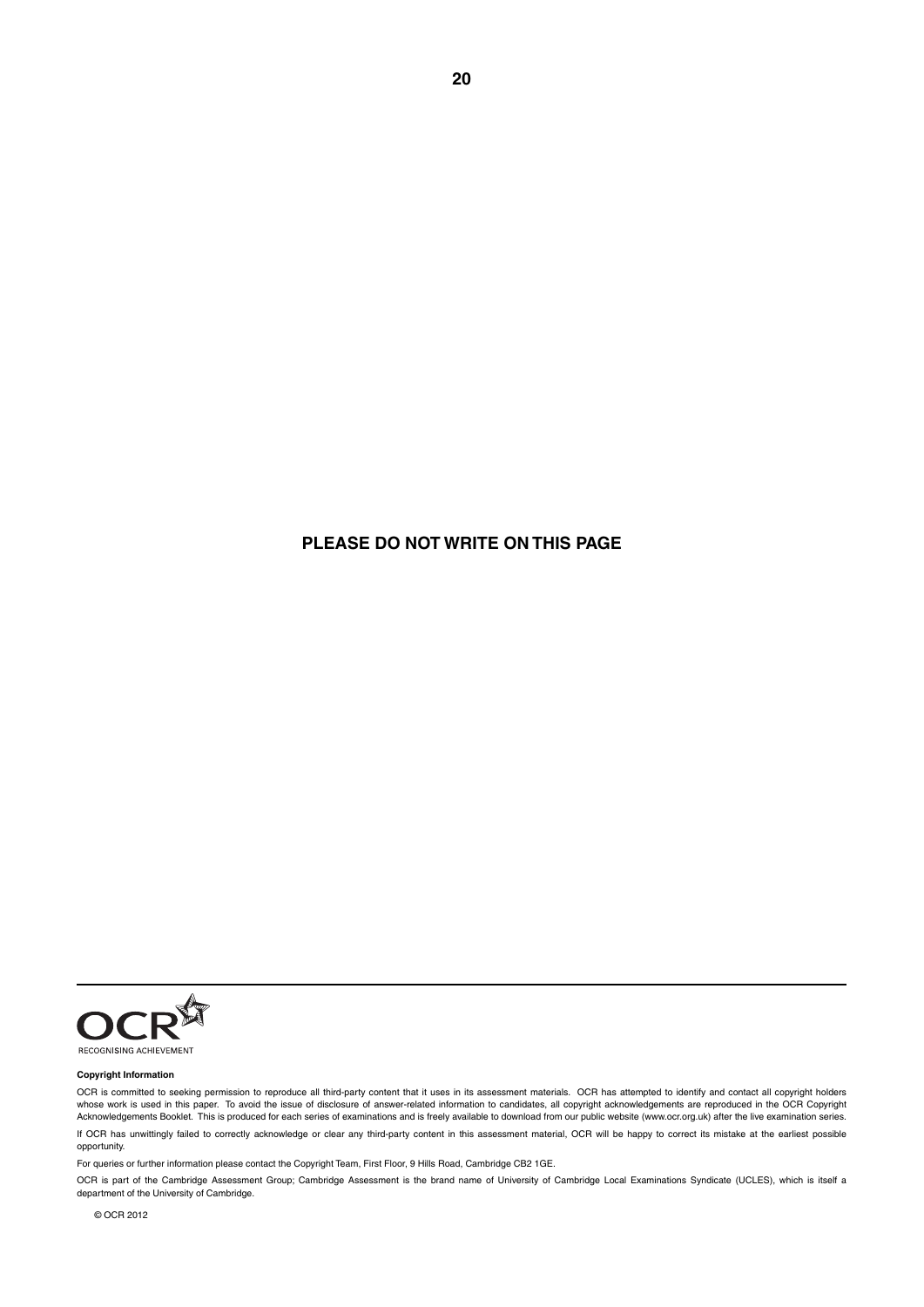**PLEASE DO NOT WRITE ON THIS PAGE**

OCR

RECOGNISING ACHIEVEMENT

**Copyright Information**

OCR is committed to seeking permission to reproduce all third-party content that it uses in its assessment materials. OCR has attempted to identify and contact all copyright holders whose work is used in this paper. To avoid the issue of disclosure of answer-related information to candidates, all copyright acknowledgements are reproduced in the OCR Copyright Acknowledgements Booklet. This is produced for each series of examinations and is freely available to download from our public website (www.ocr.org.uk) after the live examination series.

If OCR has unwittingly failed to correctly acknowledge or clear any third-party content in this assessment material, OCR will be happy to correct its mistake at the earliest possible opportunity.

For queries or further information please contact the Copyright Team, First Floor, 9 Hills Road, Cambridge CB2 1GE.

OCR is part of the Cambridge Assessment Group; Cambridge Assessment is the brand name of University of Cambridge Local Examinations Syndicate (UCLES), which is itself a department of the University of Cambridge.

© OCR 2012